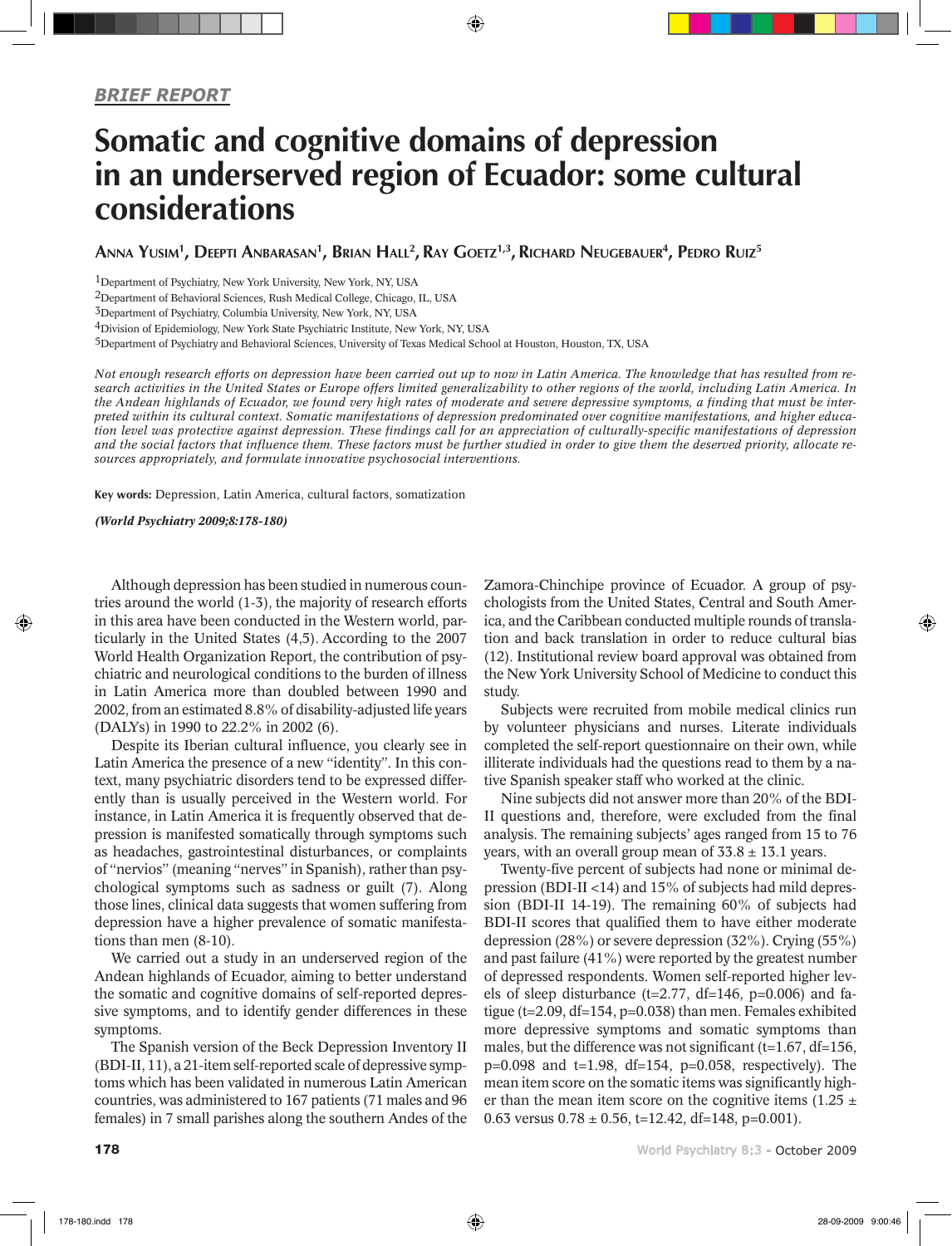*BRIEF REPORT*

# Somatic and cognitive domains of depression in an underserved region of Ecuador: some cultural considerations

**Anna Yusim[1], Deepti Anbarasan[1], Brian Hall[2], Ray Goetz[1,3], Richard Neugebauer[4], Pedro Ruiz[5]**

[1]Department of Psychiatry, New York University, New York, NY, USA
[2]Department of Behavioral Sciences, Rush Medical College, Chicago, IL, USA
[3]Department of Psychiatry, Columbia University, New York, NY, USA
[4]Division of Epidemiology, New York State Psychiatric Institute, New York, NY, USA
[5]Department of Psychiatry and Behavioral Sciences, University of Texas Medical School at Houston, Houston, TX, USA

*Not enough research efforts on depression have been carried out up to now in Latin America. The knowledge that has resulted from research activities in the United States or Europe offers limited generalizability to other regions of the world, including Latin America. In the Andean highlands of Ecuador, we found very high rates of moderate and severe depressive symptoms, a finding that must be interpreted within its cultural context. Somatic manifestations of depression predominated over cognitive manifestations, and higher education level was protective against depression. These findings call for an appreciation of culturally-specific manifestations of depression and the social factors that influence them. These factors must be further studied in order to give them the deserved priority, allocate resources appropriately, and formulate innovative psychosocial interventions.*

**Key words:** Depression, Latin America, cultural factors, somatization

***(World Psychiatry 2009;8:178-180)***

Although depression has been studied in numerous countries around the world (1-3), the majority of research efforts in this area have been conducted in the Western world, particularly in the United States (4,5). According to the 2007 World Health Organization Report, the contribution of psychiatric and neurological conditions to the burden of illness in Latin America more than doubled between 1990 and 2002, from an estimated 8.8% of disability-adjusted life years (DALYs) in 1990 to 22.2% in 2002 (6).

Despite its Iberian cultural influence, you clearly see in Latin America the presence of a new "identity". In this context, many psychiatric disorders tend to be expressed differently than is usually perceived in the Western world. For instance, in Latin America it is frequently observed that depression is manifested somatically through symptoms such as headaches, gastrointestinal disturbances, or complaints of "nervios" (meaning "nerves" in Spanish), rather than psychological symptoms such as sadness or guilt (7). Along those lines, clinical data suggests that women suffering from depression have a higher prevalence of somatic manifestations than men (8-10).

We carried out a study in an underserved region of the Andean highlands of Ecuador, aiming to better understand the somatic and cognitive domains of self-reported depressive symptoms, and to identify gender differences in these symptoms.

The Spanish version of the Beck Depression Inventory II (BDI-II, 11), a 21-item self-reported scale of depressive symptoms which has been validated in numerous Latin American countries, was administered to 167 patients (71 males and 96 females) in 7 small parishes along the southern Andes of the Zamora-Chinchipe province of Ecuador. A group of psychologists from the United States, Central and South America, and the Caribbean conducted multiple rounds of translation and back translation in order to reduce cultural bias (12). Institutional review board approval was obtained from the New York University School of Medicine to conduct this study.

Subjects were recruited from mobile medical clinics run by volunteer physicians and nurses. Literate individuals completed the self-report questionnaire on their own, while illiterate individuals had the questions read to them by a native Spanish speaker staff who worked at the clinic.

Nine subjects did not answer more than 20% of the BDI-II questions and, therefore, were excluded from the final analysis. The remaining subjects' ages ranged from 15 to 76 years, with an overall group mean of $33.8 \pm 13.1$ years.

Twenty-five percent of subjects had none or minimal depression (BDI-II <14) and 15% of subjects had mild depression (BDI-II 14-19). The remaining 60% of subjects had BDI-II scores that qualified them to have either moderate depression (28%) or severe depression (32%). Crying (55%) and past failure (41%) were reported by the greatest number of depressed respondents. Women self-reported higher levels of sleep disturbance ($t=2.77$, $df=146$, $p=0.006$) and fatigue ($t=2.09$, $df=154$, $p=0.038$) than men. Females exhibited more depressive symptoms and somatic symptoms than males, but the difference was not significant ($t=1.67$, $df=156$, $p=0.098$ and $t=1.98$, $df=154$, $p=0.058$, respectively). The mean item score on the somatic items was significantly higher than the mean item score on the cognitive items ($1.25 \pm 0.63$ versus $0.78 \pm 0.56$, $t=12.42$, $df=148$, $p=0.001$).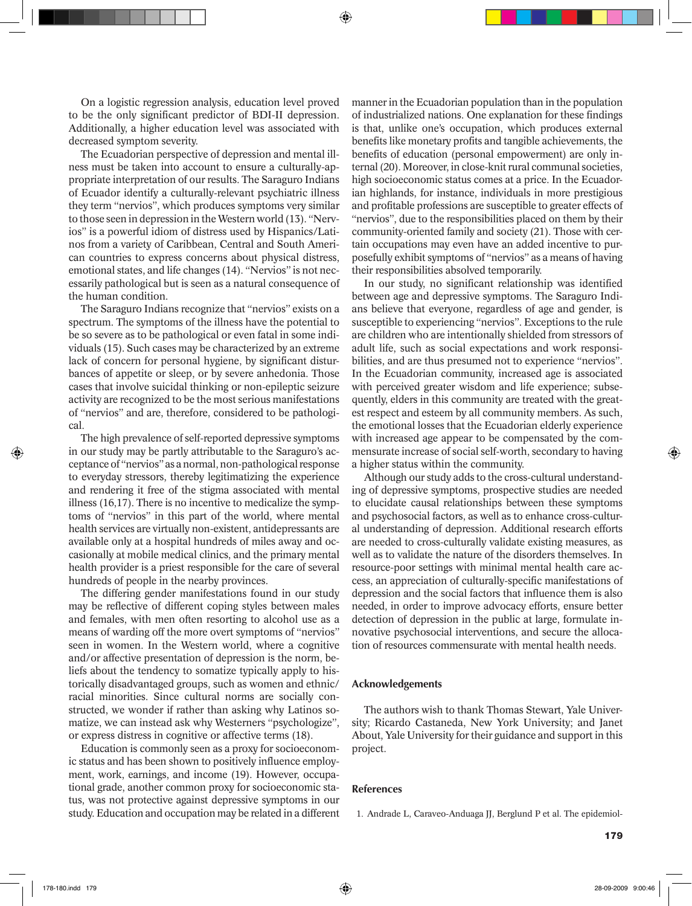On a logistic regression analysis, education level proved to be the only significant predictor of BDI-II depression. Additionally, a higher education level was associated with decreased symptom severity.

The Ecuadorian perspective of depression and mental illness must be taken into account to ensure a culturally-appropriate interpretation of our results. The Saraguro Indians of Ecuador identify a culturally-relevant psychiatric illness they term "nervios", which produces symptoms very similar to those seen in depression in the Western world (13). "Nervios" is a powerful idiom of distress used by Hispanics/Latinos from a variety of Caribbean, Central and South American countries to express concerns about physical distress, emotional states, and life changes (14). "Nervios" is not necessarily pathological but is seen as a natural consequence of the human condition.

The Saraguro Indians recognize that "nervios" exists on a spectrum. The symptoms of the illness have the potential to be so severe as to be pathological or even fatal in some individuals (15). Such cases may be characterized by an extreme lack of concern for personal hygiene, by significant disturbances of appetite or sleep, or by severe anhedonia. Those cases that involve suicidal thinking or non-epileptic seizure activity are recognized to be the most serious manifestations of "nervios" and are, therefore, considered to be pathological.

The high prevalence of self-reported depressive symptoms in our study may be partly attributable to the Saraguro's acceptance of "nervios" as a normal, non-pathological response to everyday stressors, thereby legitimizing the experience and rendering it free of the stigma associated with mental illness (16,17). There is no incentive to medicalize the symptoms of "nervios" in this part of the world, where mental health services are virtually non-existent, antidepressants are available only at a hospital hundreds of miles away and occasionally at mobile medical clinics, and the primary mental health provider is a priest responsible for the care of several hundreds of people in the nearby provinces.

The differing gender manifestations found in our study may be reflective of different coping styles between males and females, with men often resorting to alcohol use as a means of warding off the more overt symptoms of "nervios" seen in women. In the Western world, where a cognitive and/or affective presentation of depression is the norm, beliefs about the tendency to somatize typically apply to historically disadvantaged groups, such as women and ethnic/racial minorities. Since cultural norms are socially constructed, we wonder if rather than asking why Latinos somatize, we can instead ask why Westerners "psychologize", or express distress in cognitive or affective terms (18).

Education is commonly seen as a proxy for socioeconomic status and has been shown to positively influence employment, work, earnings, and income (19). However, occupational grade, another common proxy for socioeconomic status, was not protective against depressive symptoms in our study. Education and occupation may be related in a different manner in the Ecuadorian population than in the population of industrialized nations. One explanation for these findings is that, unlike one's occupation, which produces external benefits like monetary profits and tangible achievements, the benefits of education (personal empowerment) are only internal (20). Moreover, in close-knit rural communal societies, high socioeconomic status comes at a price. In the Ecuadorian highlands, for instance, individuals in more prestigious and profitable professions are susceptible to greater effects of "nervios", due to the responsibilities placed on them by their community-oriented family and society (21). Those with certain occupations may even have an added incentive to purposefully exhibit symptoms of "nervios" as a means of having their responsibilities absolved temporarily.

In our study, no significant relationship was identified between age and depressive symptoms. The Saraguro Indians believe that everyone, regardless of age and gender, is susceptible to experiencing "nervios". Exceptions to the rule are children who are intentionally shielded from stressors of adult life, such as social expectations and work responsibilities, and are thus presumed not to experience "nervios". In the Ecuadorian community, increased age is associated with perceived greater wisdom and life experience; subsequently, elders in this community are treated with the greatest respect and esteem by all community members. As such, the emotional losses that the Ecuadorian elderly experience with increased age appear to be compensated by the commensurate increase of social self-worth, secondary to having a higher status within the community.

Although our study adds to the cross-cultural understanding of depressive symptoms, prospective studies are needed to elucidate causal relationships between these symptoms and psychosocial factors, as well as to enhance cross-cultural understanding of depression. Additional research efforts are needed to cross-culturally validate existing measures, as well as to validate the nature of the disorders themselves. In resource-poor settings with minimal mental health care access, an appreciation of culturally-specific manifestations of depression and the social factors that influence them is also needed, in order to improve advocacy efforts, ensure better detection of depression in the public at large, formulate innovative psychosocial interventions, and secure the allocation of resources commensurate with mental health needs.

## Acknowledgements

The authors wish to thank Thomas Stewart, Yale University; Ricardo Castaneda, New York University; and Janet About, Yale University for their guidance and support in this project.

## References

1. Andrade L, Caraveo-Anduaga JJ, Berglund P et al. The epidemiol-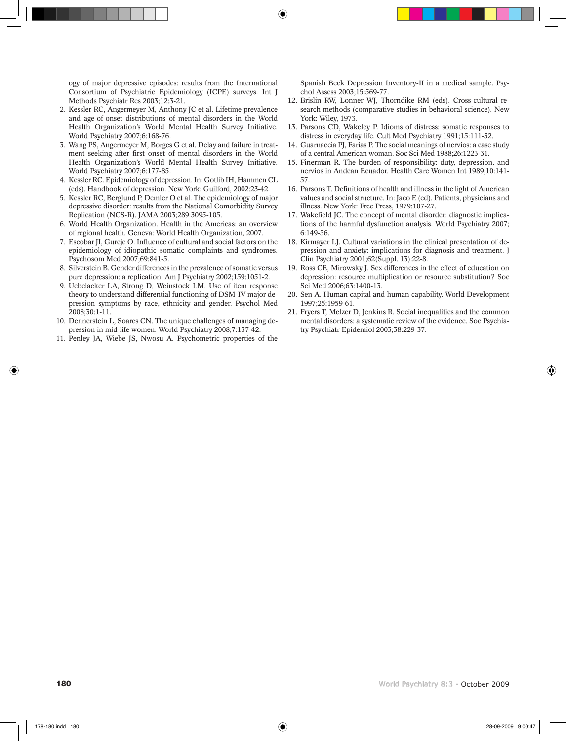ogy of major depressive episodes: results from the International Consortium of Psychiatric Epidemiology (ICPE) surveys. Int J Methods Psychiatr Res 2003;12:3-21.

2. Kessler RC, Angermeyer M, Anthony JC et al. Lifetime prevalence and age-of-onset distributions of mental disorders in the World Health Organization's World Mental Health Survey Initiative. World Psychiatry 2007;6:168-76.
3. Wang PS, Angermeyer M, Borges G et al. Delay and failure in treatment seeking after first onset of mental disorders in the World Health Organization's World Mental Health Survey Initiative. World Psychiatry 2007;6:177-85.
4. Kessler RC. Epidemiology of depression. In: Gotlib IH, Hammen CL (eds). Handbook of depression. New York: Guilford, 2002:23-42.
5. Kessler RC, Berglund P, Demler O et al. The epidemiology of major depressive disorder: results from the National Comorbidity Survey Replication (NCS-R). JAMA 2003;289:3095-105.
6. World Health Organization. Health in the Americas: an overview of regional health. Geneva: World Health Organization, 2007.
7. Escobar JI, Gureje O. Influence of cultural and social factors on the epidemiology of idiopathic somatic complaints and syndromes. Psychosom Med 2007;69:841-5.
8. Silverstein B. Gender differences in the prevalence of somatic versus pure depression: a replication. Am J Psychiatry 2002;159:1051-2.
9. Uebelacker LA, Strong D, Weinstock LM. Use of item response theory to understand differential functioning of DSM-IV major depression symptoms by race, ethnicity and gender. Psychol Med 2008;30:1-11.
10. Dennerstein L, Soares CN. The unique challenges of managing depression in mid-life women. World Psychiatry 2008;7:137-42.
11. Penley JA, Wiebe JS, Nwosu A. Psychometric properties of the Spanish Beck Depression Inventory-II in a medical sample. Psychol Assess 2003;15:569-77.
12. Brislin RW, Lonner WJ, Thorndike RM (eds). Cross-cultural research methods (comparative studies in behavioral science). New York: Wiley, 1973.
13. Parsons CD, Wakeley P. Idioms of distress: somatic responses to distress in everyday life. Cult Med Psychiatry 1991;15:111-32.
14. Guarnaccia PJ, Farias P. The social meanings of nervios: a case study of a central American woman. Soc Sci Med 1988;26:1223-31.
15. Finerman R. The burden of responsibility: duty, depression, and nervios in Andean Ecuador. Health Care Women Int 1989;10:141-57.
16. Parsons T. Definitions of health and illness in the light of American values and social structure. In: Jaco E (ed). Patients, physicians and illness. New York: Free Press, 1979:107-27.
17. Wakefield JC. The concept of mental disorder: diagnostic implications of the harmful dysfunction analysis. World Psychiatry 2007;6:149-56.
18. Kirmayer LJ. Cultural variations in the clinical presentation of depression and anxiety: implications for diagnosis and treatment. J Clin Psychiatry 2001;62(Suppl. 13):22-8.
19. Ross CE, Mirowsky J. Sex differences in the effect of education on depression: resource multiplication or resource substitution? Soc Sci Med 2006;63:1400-13.
20. Sen A. Human capital and human capability. World Development 1997;25:1959-61.
21. Fryers T, Melzer D, Jenkins R. Social inequalities and the common mental disorders: a systematic review of the evidence. Soc Psychiatry Psychiatr Epidemiol 2003;38:229-37.